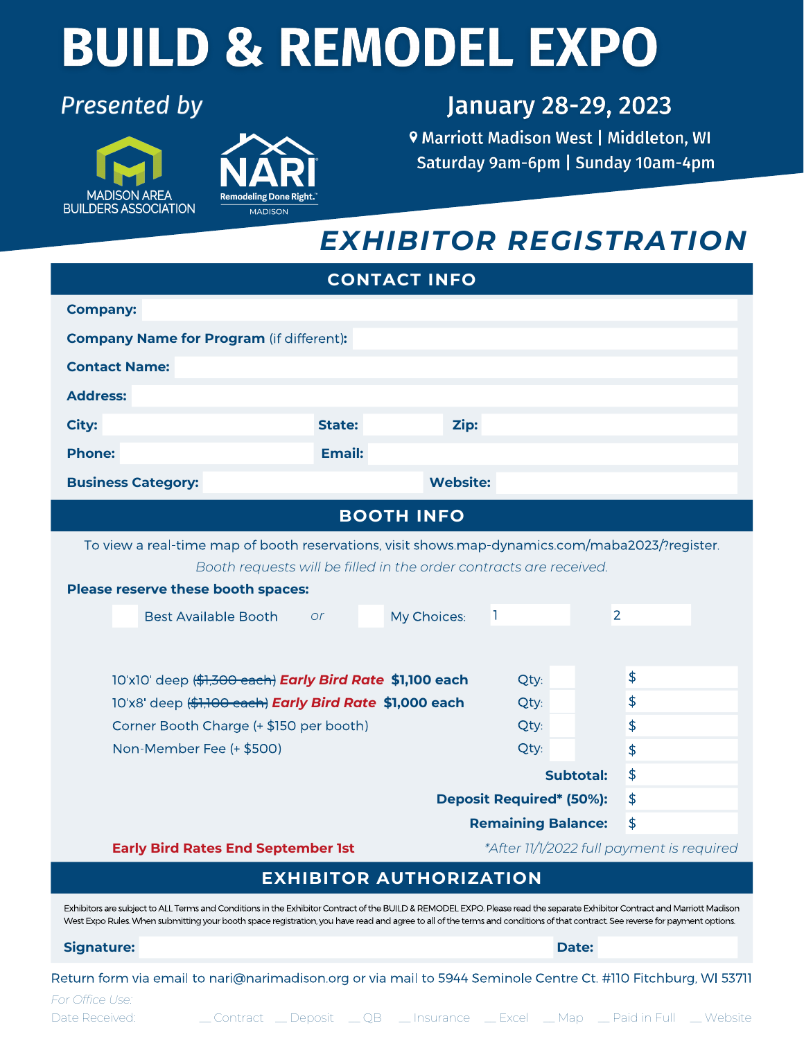# BUILD & REMODEL EXPO

*Presented by*

MADISON AREA BUILDERS ASSOCIATION

NARI Remodeling Done Right.™ MADISON

**January 28-29, 2023**

Marriott Madison West | Middleton, WI

Saturday 9am-6pm | Sunday 10am-4pm

## *EXHIBITOR REGISTRATION*

## CONTACT INFO

**Company:**

**Company Name for Program** (if different)**:**

**Contact Name:**

**Address:**

**City:** **State:** **Zip:**

**Phone:** **Email:**

**Business Category:** **Website:**

## BOOTH INFO

To view a real-time map of booth reservations, visit shows.map-dynamics.com/maba2023/?register.

*Booth requests will be filled in the order contracts are received.*

**Please reserve these booth spaces:**

☐ Best Available Booth *or* ☐ My Choices: 1 ____ 2 ____

| Item | Qty | Amount |
|---|---|---|
| 10'x10' deep (~~$1,300 each~~) ***Early Bird Rate*** **$1,100 each** | Qty: | $ |
| 10'x8' deep (~~$1,100 each~~) ***Early Bird Rate*** **$1,000 each** | Qty: | $ |
| Corner Booth Charge (+ $150 per booth) | Qty: | $ |
| Non-Member Fee (+ $500) | Qty: | $ |
| | **Subtotal:** | $ |
| | **Deposit Required\* (50%):** | $ |
| | **Remaining Balance:** | $ |

**Early Bird Rates End September 1st**

*\*After 11/1/2022 full payment is required*

## EXHIBITOR AUTHORIZATION

Exhibitors are subject to ALL Terms and Conditions in the Exhibitor Contract of the BUILD & REMODEL EXPO. Please read the separate Exhibitor Contract and Marriott Madison West Expo Rules. When submitting your booth space registration, you have read and agree to all of the terms and conditions of that contract. See reverse for payment options.

**Signature:** **Date:**

Return form via email to nari@narimadison.org or via mail to 5944 Seminole Centre Ct. #110 Fitchburg, WI 53711

*For Office Use:*

Date Received: __ Contract __ Deposit __ QB __ Insurance __ Excel __ Map __ Paid in Full __ Website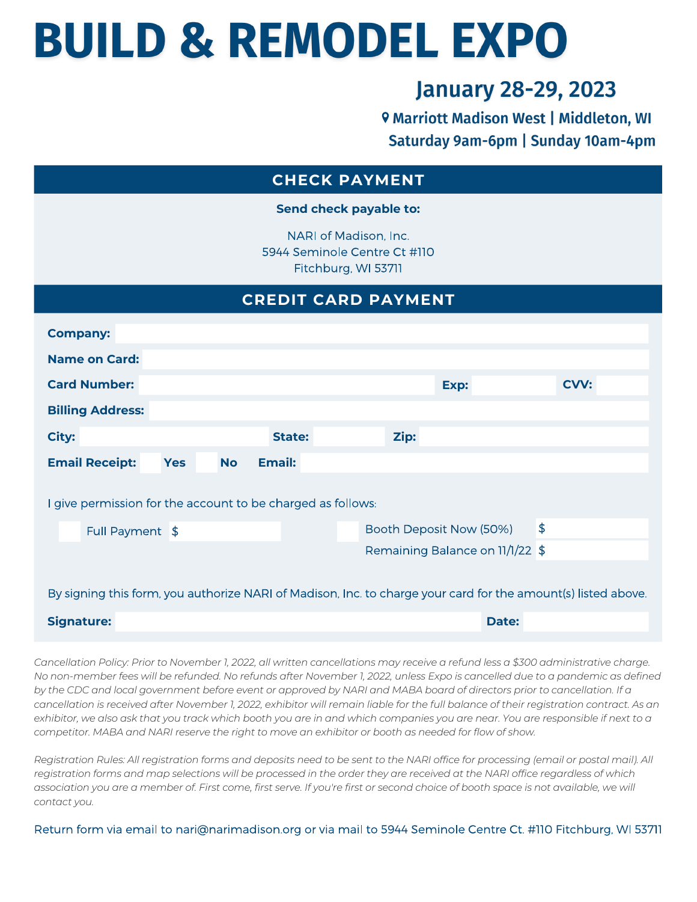# BUILD & REMODEL EXPO

## January 28-29, 2023

**Marriott Madison West | Middleton, WI**

**Saturday 9am-6pm | Sunday 10am-4pm**

## CHECK PAYMENT

**Send check payable to:**

NARI of Madison, Inc.
5944 Seminole Centre Ct #110
Fitchburg, WI 53711

## CREDIT CARD PAYMENT

**Company:**

**Name on Card:**

**Card Number:** **Exp:** **CVV:**

**Billing Address:**

**City:** **State:** **Zip:**

**Email Receipt:** ☐ **Yes** ☐ **No** **Email:**

I give permission for the account to be charged as follows:

☐ Full Payment $

☐ Booth Deposit Now (50%) $

Remaining Balance on 11/1/22 $

By signing this form, you authorize NARI of Madison, Inc. to charge your card for the amount(s) listed above.

**Signature:** **Date:**

*Cancellation Policy: Prior to November 1, 2022, all written cancellations may receive a refund less a $300 administrative charge. No non-member fees will be refunded. No refunds after November 1, 2022, unless Expo is cancelled due to a pandemic as defined by the CDC and local government before event or approved by NARI and MABA board of directors prior to cancellation. If a cancellation is received after November 1, 2022, exhibitor will remain liable for the full balance of their registration contract. As an exhibitor, we also ask that you track which booth you are in and which companies you are near. You are responsible if next to a competitor. MABA and NARI reserve the right to move an exhibitor or booth as needed for flow of show.*

*Registration Rules: All registration forms and deposits need to be sent to the NARI office for processing (email or postal mail). All registration forms and map selections will be processed in the order they are received at the NARI office regardless of which association you are a member of. First come, first serve. If you're first or second choice of booth space is not available, we will contact you.*

Return form via email to nari@narimadison.org or via mail to 5944 Seminole Centre Ct. #110 Fitchburg, WI 53711